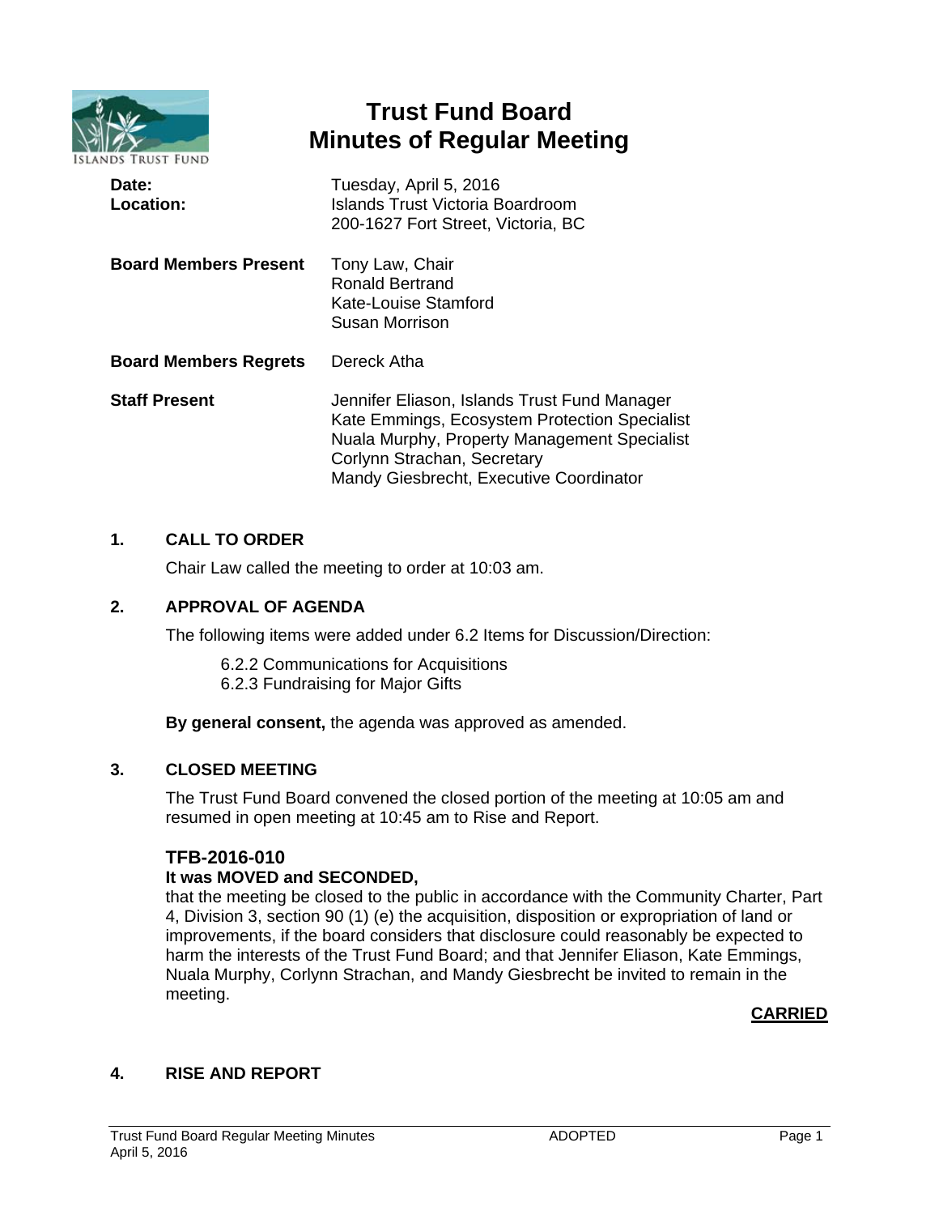# Trust Fund Board
# Minutes of Regular Meeting

| | |
|---|---|
| **Date:** | Tuesday, April 5, 2016 |
| **Location:** | Islands Trust Victoria Boardroom<br>200-1627 Fort Street, Victoria, BC |
| **Board Members Present** | Tony Law, Chair<br>Ronald Bertrand<br>Kate-Louise Stamford<br>Susan Morrison |
| **Board Members Regrets** | Dereck Atha |
| **Staff Present** | Jennifer Eliason, Islands Trust Fund Manager<br>Kate Emmings, Ecosystem Protection Specialist<br>Nuala Murphy, Property Management Specialist<br>Corlynn Strachan, Secretary<br>Mandy Giesbrecht, Executive Coordinator |

## 1. CALL TO ORDER

Chair Law called the meeting to order at 10:03 am.

## 2. APPROVAL OF AGENDA

The following items were added under 6.2 Items for Discussion/Direction:

6.2.2 Communications for Acquisitions
6.2.3 Fundraising for Major Gifts

**By general consent,** the agenda was approved as amended.

## 3. CLOSED MEETING

The Trust Fund Board convened the closed portion of the meeting at 10:05 am and resumed in open meeting at 10:45 am to Rise and Report.

### TFB-2016-010

**It was MOVED and SECONDED,**

that the meeting be closed to the public in accordance with the Community Charter, Part 4, Division 3, section 90 (1) (e) the acquisition, disposition or expropriation of land or improvements, if the board considers that disclosure could reasonably be expected to harm the interests of the Trust Fund Board; and that Jennifer Eliason, Kate Emmings, Nuala Murphy, Corlynn Strachan, and Mandy Giesbrecht be invited to remain in the meeting.

**CARRIED**

## 4. RISE AND REPORT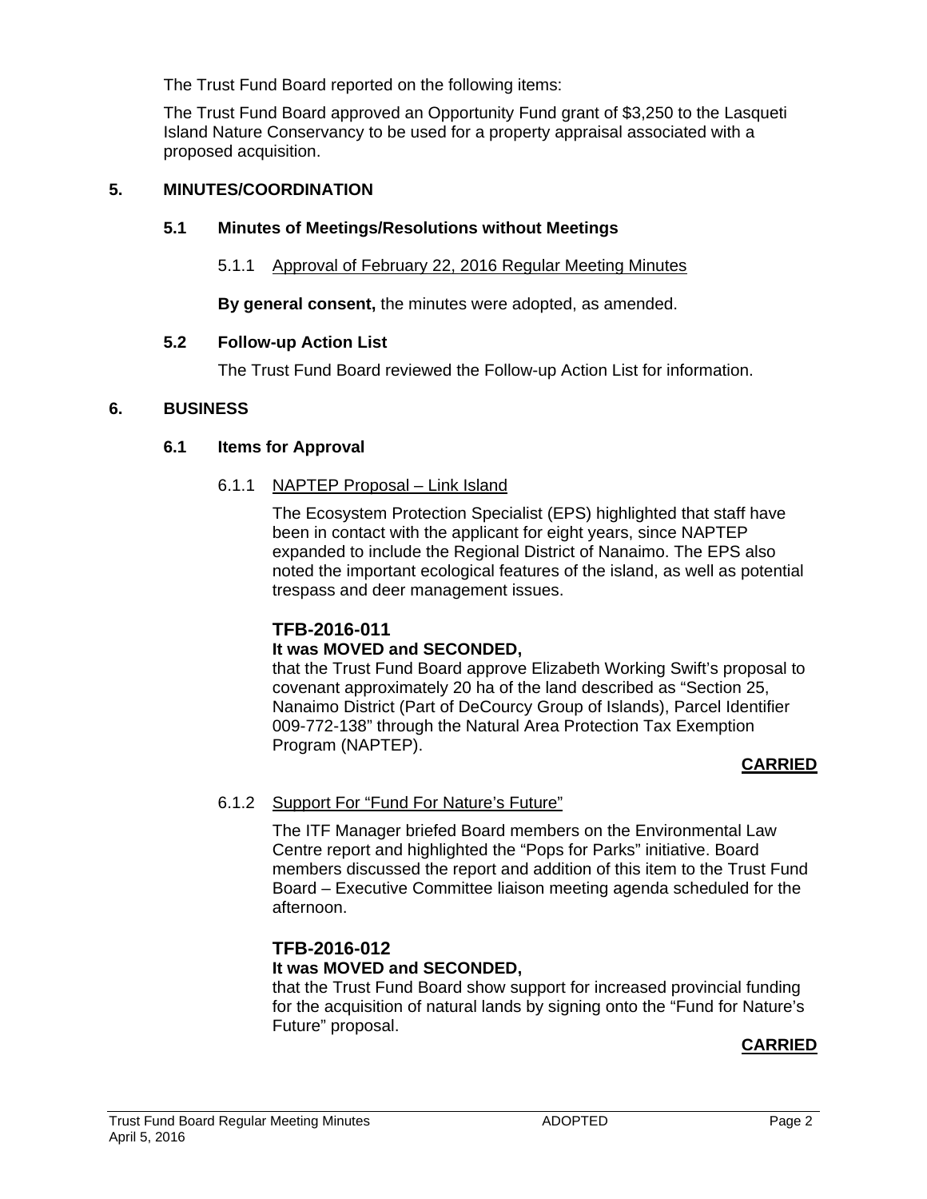The Trust Fund Board reported on the following items:

The Trust Fund Board approved an Opportunity Fund grant of $3,250 to the Lasqueti Island Nature Conservancy to be used for a property appraisal associated with a proposed acquisition.

## 5. MINUTES/COORDINATION

### 5.1 Minutes of Meetings/Resolutions without Meetings

5.1.1 Approval of February 22, 2016 Regular Meeting Minutes

**By general consent,** the minutes were adopted, as amended.

### 5.2 Follow-up Action List

The Trust Fund Board reviewed the Follow-up Action List for information.

## 6. BUSINESS

### 6.1 Items for Approval

6.1.1 NAPTEP Proposal – Link Island

The Ecosystem Protection Specialist (EPS) highlighted that staff have been in contact with the applicant for eight years, since NAPTEP expanded to include the Regional District of Nanaimo. The EPS also noted the important ecological features of the island, as well as potential trespass and deer management issues.

**TFB-2016-011**
**It was MOVED and SECONDED,**
that the Trust Fund Board approve Elizabeth Working Swift's proposal to covenant approximately 20 ha of the land described as "Section 25, Nanaimo District (Part of DeCourcy Group of Islands), Parcel Identifier 009-772-138" through the Natural Area Protection Tax Exemption Program (NAPTEP).

**CARRIED**

6.1.2 Support For "Fund For Nature's Future"

The ITF Manager briefed Board members on the Environmental Law Centre report and highlighted the "Pops for Parks" initiative. Board members discussed the report and addition of this item to the Trust Fund Board – Executive Committee liaison meeting agenda scheduled for the afternoon.

**TFB-2016-012**
**It was MOVED and SECONDED,**
that the Trust Fund Board show support for increased provincial funding for the acquisition of natural lands by signing onto the "Fund for Nature's Future" proposal.

**CARRIED**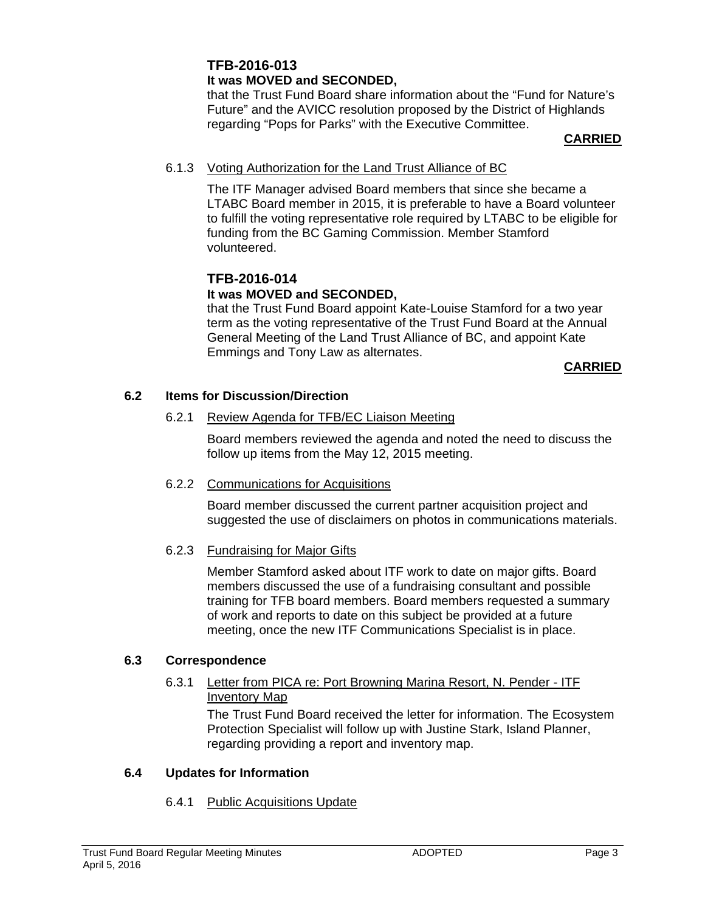**TFB-2016-013**
**It was MOVED and SECONDED,**

that the Trust Fund Board share information about the "Fund for Nature's Future" and the AVICC resolution proposed by the District of Highlands regarding "Pops for Parks" with the Executive Committee.

**CARRIED**

6.1.3 Voting Authorization for the Land Trust Alliance of BC

The ITF Manager advised Board members that since she became a LTABC Board member in 2015, it is preferable to have a Board volunteer to fulfill the voting representative role required by LTABC to be eligible for funding from the BC Gaming Commission. Member Stamford volunteered.

**TFB-2016-014**
**It was MOVED and SECONDED,**

that the Trust Fund Board appoint Kate-Louise Stamford for a two year term as the voting representative of the Trust Fund Board at the Annual General Meeting of the Land Trust Alliance of BC, and appoint Kate Emmings and Tony Law as alternates.

**CARRIED**

### 6.2 Items for Discussion/Direction

6.2.1 Review Agenda for TFB/EC Liaison Meeting

Board members reviewed the agenda and noted the need to discuss the follow up items from the May 12, 2015 meeting.

6.2.2 Communications for Acquisitions

Board member discussed the current partner acquisition project and suggested the use of disclaimers on photos in communications materials.

6.2.3 Fundraising for Major Gifts

Member Stamford asked about ITF work to date on major gifts. Board members discussed the use of a fundraising consultant and possible training for TFB board members. Board members requested a summary of work and reports to date on this subject be provided at a future meeting, once the new ITF Communications Specialist is in place.

### 6.3 Correspondence

6.3.1 Letter from PICA re: Port Browning Marina Resort, N. Pender - ITF Inventory Map

The Trust Fund Board received the letter for information. The Ecosystem Protection Specialist will follow up with Justine Stark, Island Planner, regarding providing a report and inventory map.

### 6.4 Updates for Information

6.4.1 Public Acquisitions Update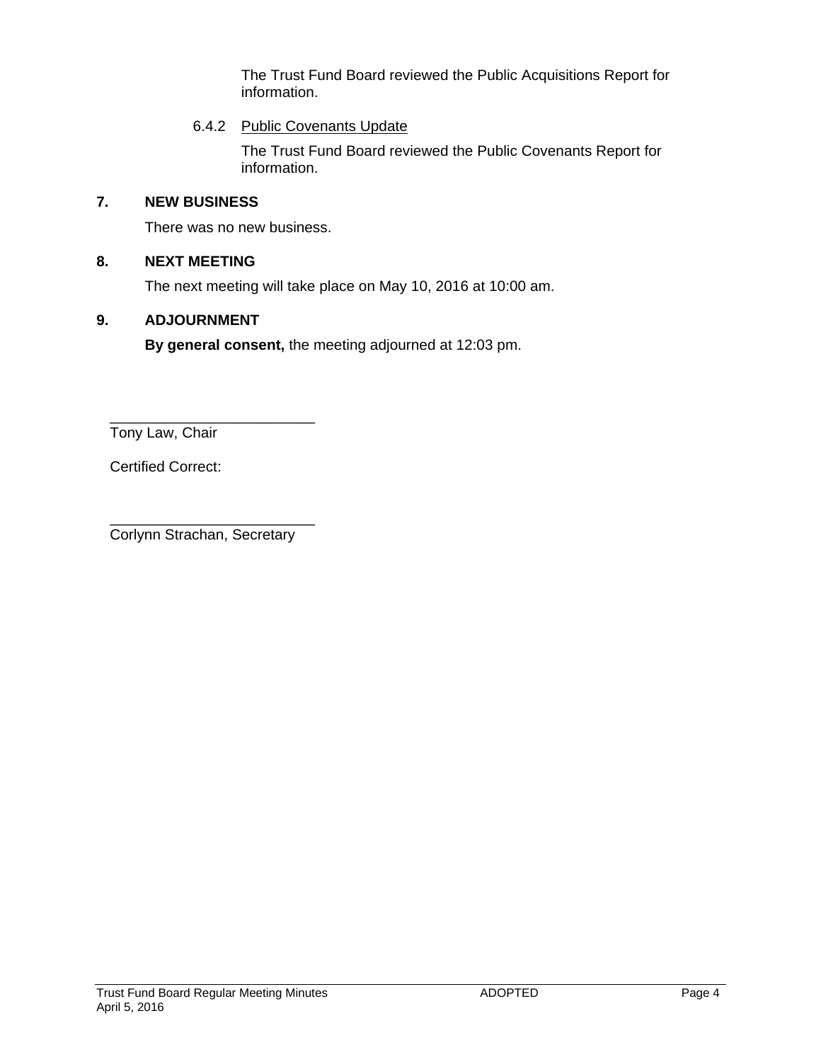The Trust Fund Board reviewed the Public Acquisitions Report for information.

6.4.2 Public Covenants Update

The Trust Fund Board reviewed the Public Covenants Report for information.

## 7. NEW BUSINESS

There was no new business.

## 8. NEXT MEETING

The next meeting will take place on May 10, 2016 at 10:00 am.

## 9. ADJOURNMENT

**By general consent,** the meeting adjourned at 12:03 pm.

_________________________
Tony Law, Chair

Certified Correct:

_________________________
Corlynn Strachan, Secretary